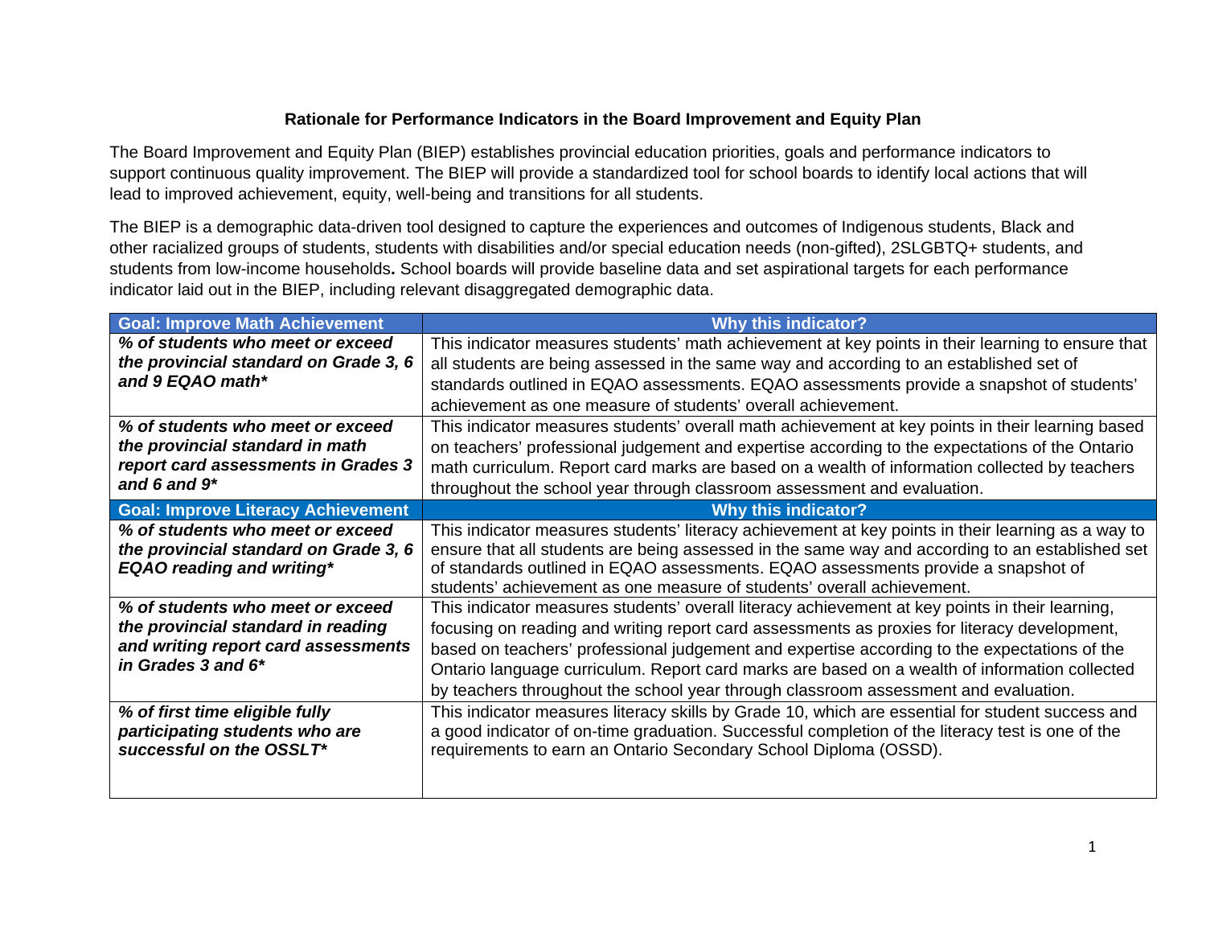## Rationale for Performance Indicators in the Board Improvement and Equity Plan

The Board Improvement and Equity Plan (BIEP) establishes provincial education priorities, goals and performance indicators to support continuous quality improvement. The BIEP will provide a standardized tool for school boards to identify local actions that will lead to improved achievement, equity, well-being and transitions for all students.

The BIEP is a demographic data-driven tool designed to capture the experiences and outcomes of Indigenous students, Black and other racialized groups of students, students with disabilities and/or special education needs (non-gifted), 2SLGBTQ+ students, and students from low-income households**.** School boards will provide baseline data and set aspirational targets for each performance indicator laid out in the BIEP, including relevant disaggregated demographic data.

| Goal: Improve Math Achievement | Why this indicator? |
|---|---|
| ***% of students who meet or exceed the provincial standard on Grade 3, 6 and 9 EQAO math**** | This indicator measures students' math achievement at key points in their learning to ensure that all students are being assessed in the same way and according to an established set of standards outlined in EQAO assessments. EQAO assessments provide a snapshot of students' achievement as one measure of students' overall achievement. |
| ***% of students who meet or exceed the provincial standard in math report card assessments in Grades 3 and 6 and 9**** | This indicator measures students' overall math achievement at key points in their learning based on teachers' professional judgement and expertise according to the expectations of the Ontario math curriculum. Report card marks are based on a wealth of information collected by teachers throughout the school year through classroom assessment and evaluation. |
| **Goal: Improve Literacy Achievement** | **Why this indicator?** |
| ***% of students who meet or exceed the provincial standard on Grade 3, 6 EQAO reading and writing**** | This indicator measures students' literacy achievement at key points in their learning as a way to ensure that all students are being assessed in the same way and according to an established set of standards outlined in EQAO assessments. EQAO assessments provide a snapshot of students' achievement as one measure of students' overall achievement. |
| ***% of students who meet or exceed the provincial standard in reading and writing report card assessments in Grades 3 and 6**** | This indicator measures students' overall literacy achievement at key points in their learning, focusing on reading and writing report card assessments as proxies for literacy development, based on teachers' professional judgement and expertise according to the expectations of the Ontario language curriculum. Report card marks are based on a wealth of information collected by teachers throughout the school year through classroom assessment and evaluation. |
| ***% of first time eligible fully participating students who are successful on the OSSLT**** | This indicator measures literacy skills by Grade 10, which are essential for student success and a good indicator of on-time graduation. Successful completion of the literacy test is one of the requirements to earn an Ontario Secondary School Diploma (OSSD). |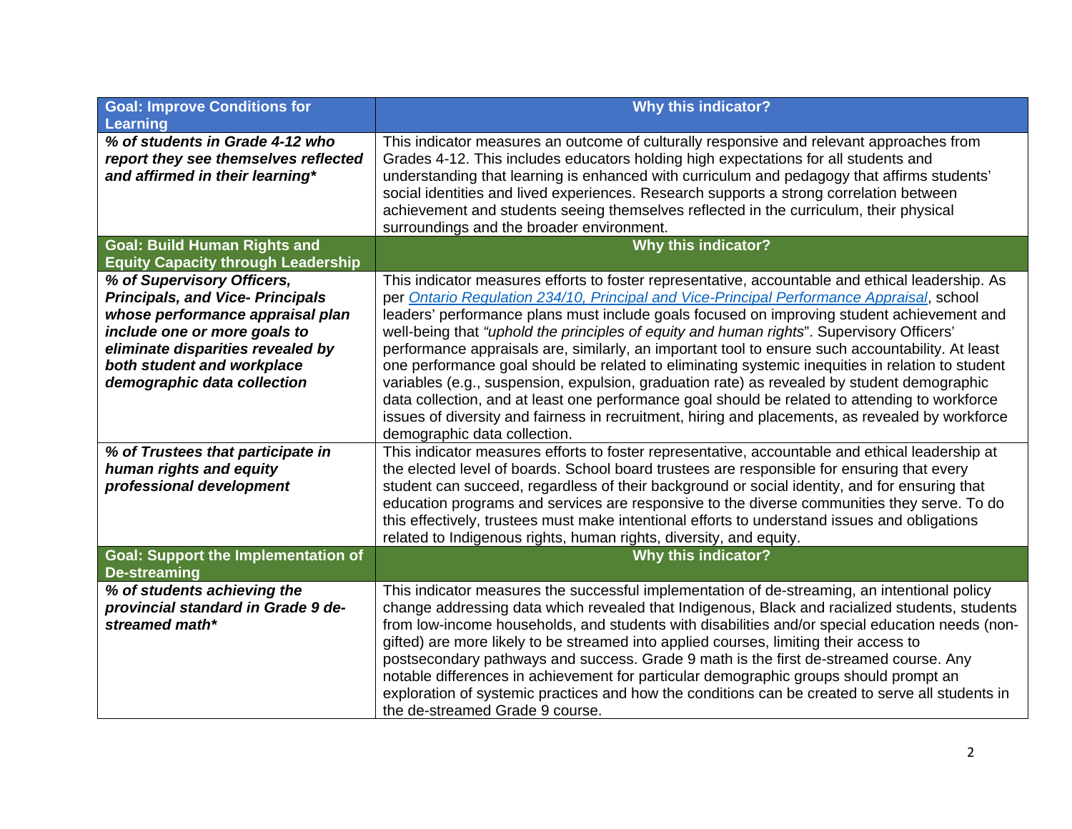| Goal: Improve Conditions for Learning | Why this indicator? |
|---|---|
| ***% of students in Grade 4-12 who report they see themselves reflected and affirmed in their learning**** | This indicator measures an outcome of culturally responsive and relevant approaches from Grades 4-12. This includes educators holding high expectations for all students and understanding that learning is enhanced with curriculum and pedagogy that affirms students' social identities and lived experiences. Research supports a strong correlation between achievement and students seeing themselves reflected in the curriculum, their physical surroundings and the broader environment. |
| **Goal: Build Human Rights and Equity Capacity through Leadership** | **Why this indicator?** |
| ***% of Supervisory Officers, Principals, and Vice- Principals whose performance appraisal plan include one or more goals to eliminate disparities revealed by both student and workplace demographic data collection*** | This indicator measures efforts to foster representative, accountable and ethical leadership. As per *Ontario Regulation 234/10, Principal and Vice-Principal Performance Appraisal*, school leaders' performance plans must include goals focused on improving student achievement and well-being that *"uphold the principles of equity and human rights*". Supervisory Officers' performance appraisals are, similarly, an important tool to ensure such accountability. At least one performance goal should be related to eliminating systemic inequities in relation to student variables (e.g., suspension, expulsion, graduation rate) as revealed by student demographic data collection, and at least one performance goal should be related to attending to workforce issues of diversity and fairness in recruitment, hiring and placements, as revealed by workforce demographic data collection. |
| ***% of Trustees that participate in human rights and equity professional development*** | This indicator measures efforts to foster representative, accountable and ethical leadership at the elected level of boards. School board trustees are responsible for ensuring that every student can succeed, regardless of their background or social identity, and for ensuring that education programs and services are responsive to the diverse communities they serve. To do this effectively, trustees must make intentional efforts to understand issues and obligations related to Indigenous rights, human rights, diversity, and equity. |
| **Goal: Support the Implementation of De-streaming** | **Why this indicator?** |
| ***% of students achieving the provincial standard in Grade 9 de-streamed math**** | This indicator measures the successful implementation of de-streaming, an intentional policy change addressing data which revealed that Indigenous, Black and racialized students, students from low-income households, and students with disabilities and/or special education needs (non-gifted) are more likely to be streamed into applied courses, limiting their access to postsecondary pathways and success. Grade 9 math is the first de-streamed course. Any notable differences in achievement for particular demographic groups should prompt an exploration of systemic practices and how the conditions can be created to serve all students in the de-streamed Grade 9 course. |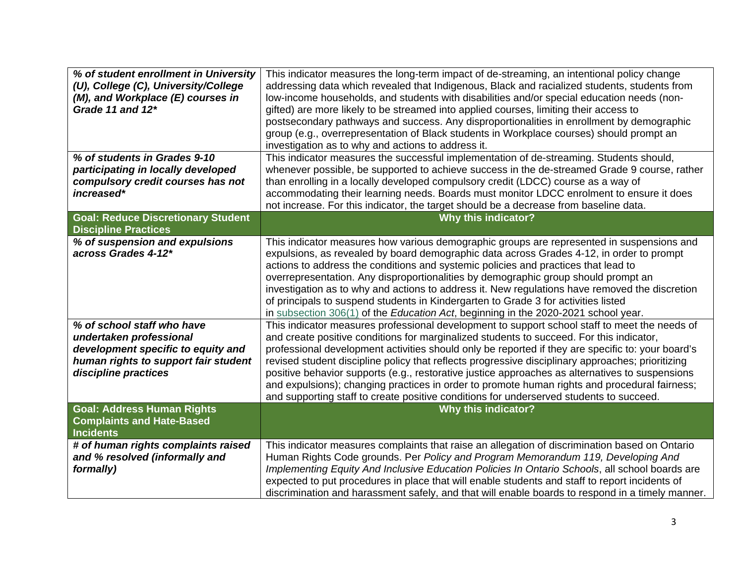| | |
|---|---|
| ***% of student enrollment in University (U), College (C), University/College (M), and Workplace (E) courses in Grade 11 and 12**** | This indicator measures the long-term impact of de-streaming, an intentional policy change addressing data which revealed that Indigenous, Black and racialized students, students from low-income households, and students with disabilities and/or special education needs (non-gifted) are more likely to be streamed into applied courses, limiting their access to postsecondary pathways and success. Any disproportionalities in enrollment by demographic group (e.g., overrepresentation of Black students in Workplace courses) should prompt an investigation as to why and actions to address it. |
| ***% of students in Grades 9-10 participating in locally developed compulsory credit courses has not increased**** | This indicator measures the successful implementation of de-streaming. Students should, whenever possible, be supported to achieve success in the de-streamed Grade 9 course, rather than enrolling in a locally developed compulsory credit (LDCC) course as a way of accommodating their learning needs. Boards must monitor LDCC enrolment to ensure it does not increase. For this indicator, the target should be a decrease from baseline data. |
| **Goal: Reduce Discretionary Student Discipline Practices** | **Why this indicator?** |
| ***% of suspension and expulsions across Grades 4-12**** | This indicator measures how various demographic groups are represented in suspensions and expulsions, as revealed by board demographic data across Grades 4-12, in order to prompt actions to address the conditions and systemic policies and practices that lead to overrepresentation. Any disproportionalities by demographic group should prompt an investigation as to why and actions to address it. New regulations have removed the discretion of principals to suspend students in Kindergarten to Grade 3 for activities listed in subsection 306(1) of the *Education Act*, beginning in the 2020-2021 school year. |
| ***% of school staff who have undertaken professional development specific to equity and human rights to support fair student discipline practices*** | This indicator measures professional development to support school staff to meet the needs of and create positive conditions for marginalized students to succeed. For this indicator, professional development activities should only be reported if they are specific to: your board's revised student discipline policy that reflects progressive disciplinary approaches; prioritizing positive behavior supports (e.g., restorative justice approaches as alternatives to suspensions and expulsions); changing practices in order to promote human rights and procedural fairness; and supporting staff to create positive conditions for underserved students to succeed. |
| **Goal: Address Human Rights Complaints and Hate-Based Incidents** | **Why this indicator?** |
| ***# of human rights complaints raised and % resolved (informally and formally)*** | This indicator measures complaints that raise an allegation of discrimination based on Ontario Human Rights Code grounds. Per *Policy and Program Memorandum 119, Developing And Implementing Equity And Inclusive Education Policies In Ontario Schools*, all school boards are expected to put procedures in place that will enable students and staff to report incidents of discrimination and harassment safely, and that will enable boards to respond in a timely manner. |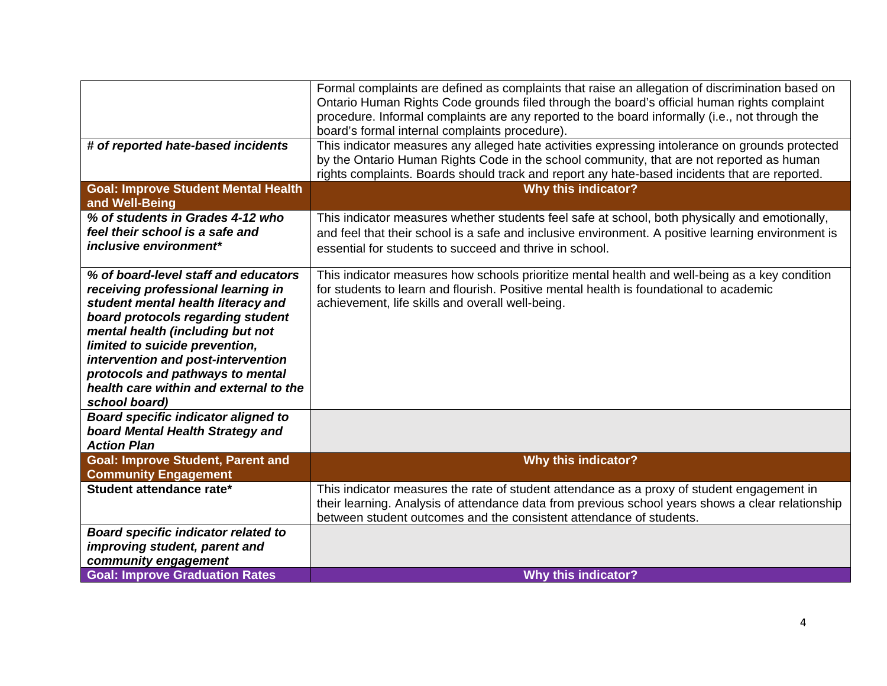| | |
|---|---|
| | Formal complaints are defined as complaints that raise an allegation of discrimination based on Ontario Human Rights Code grounds filed through the board's official human rights complaint procedure. Informal complaints are any reported to the board informally (i.e., not through the board's formal internal complaints procedure). |
| ***# of reported hate-based incidents*** | This indicator measures any alleged hate activities expressing intolerance on grounds protected by the Ontario Human Rights Code in the school community, that are not reported as human rights complaints. Boards should track and report any hate-based incidents that are reported. |
| **Goal: Improve Student Mental Health and Well-Being** | **Why this indicator?** |
| ***% of students in Grades 4-12 who feel their school is a safe and inclusive environment**** | This indicator measures whether students feel safe at school, both physically and emotionally, and feel that their school is a safe and inclusive environment. A positive learning environment is essential for students to succeed and thrive in school. |
| ***% of board-level staff and educators receiving professional learning in student mental health literacy and board protocols regarding student mental health (including but not limited to suicide prevention, intervention and post-intervention protocols and pathways to mental health care within and external to the school board)*** | This indicator measures how schools prioritize mental health and well-being as a key condition for students to learn and flourish. Positive mental health is foundational to academic achievement, life skills and overall well-being. |
| ***Board specific indicator aligned to board Mental Health Strategy and Action Plan*** | |
| **Goal: Improve Student, Parent and Community Engagement** | **Why this indicator?** |
| **Student attendance rate*** | This indicator measures the rate of student attendance as a proxy of student engagement in their learning. Analysis of attendance data from previous school years shows a clear relationship between student outcomes and the consistent attendance of students. |
| ***Board specific indicator related to improving student, parent and community engagement*** | |
| **Goal: Improve Graduation Rates** | **Why this indicator?** |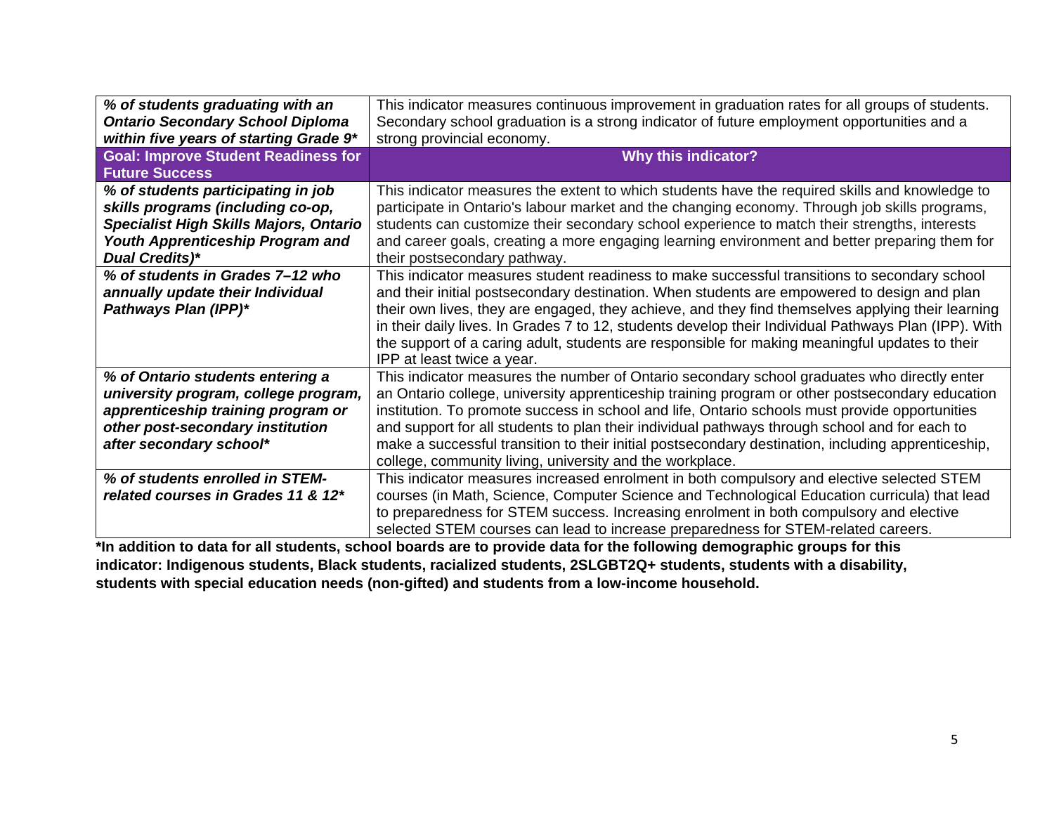| | |
|---|---|
| ***% of students graduating with an Ontario Secondary School Diploma within five years of starting Grade 9**** | This indicator measures continuous improvement in graduation rates for all groups of students. Secondary school graduation is a strong indicator of future employment opportunities and a strong provincial economy. |
| **Goal: Improve Student Readiness for Future Success** | **Why this indicator?** |
| ***% of students participating in job skills programs (including co-op, Specialist High Skills Majors, Ontario Youth Apprenticeship Program and Dual Credits)**** | This indicator measures the extent to which students have the required skills and knowledge to participate in Ontario's labour market and the changing economy. Through job skills programs, students can customize their secondary school experience to match their strengths, interests and career goals, creating a more engaging learning environment and better preparing them for their postsecondary pathway. |
| ***% of students in Grades 7–12 who annually update their Individual Pathways Plan (IPP)**** | This indicator measures student readiness to make successful transitions to secondary school and their initial postsecondary destination. When students are empowered to design and plan their own lives, they are engaged, they achieve, and they find themselves applying their learning in their daily lives. In Grades 7 to 12, students develop their Individual Pathways Plan (IPP). With the support of a caring adult, students are responsible for making meaningful updates to their IPP at least twice a year. |
| ***% of Ontario students entering a university program, college program, apprenticeship training program or other post-secondary institution after secondary school**** | This indicator measures the number of Ontario secondary school graduates who directly enter an Ontario college, university apprenticeship training program or other postsecondary education institution. To promote success in school and life, Ontario schools must provide opportunities and support for all students to plan their individual pathways through school and for each to make a successful transition to their initial postsecondary destination, including apprenticeship, college, community living, university and the workplace. |
| ***% of students enrolled in STEM-related courses in Grades 11 & 12**** | This indicator measures increased enrolment in both compulsory and elective selected STEM courses (in Math, Science, Computer Science and Technological Education curricula) that lead to preparedness for STEM success. Increasing enrolment in both compulsory and elective selected STEM courses can lead to increase preparedness for STEM-related careers. |

***In addition to data for all students, school boards are to provide data for the following demographic groups for this indicator: Indigenous students, Black students, racialized students, 2SLGBT2Q+ students, students with a disability, students with special education needs (non-gifted) and students from a low-income household.**